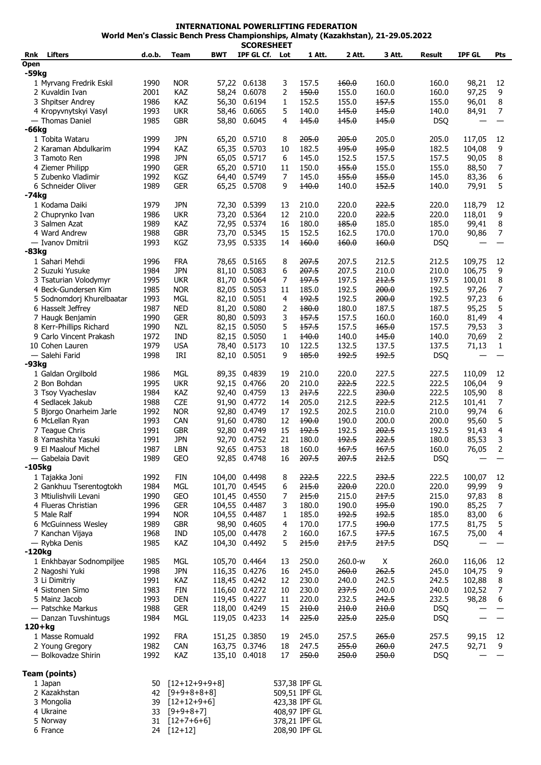**INTERNATIONAL POWERLIFTING FEDERATION**
**World Men's Classic Bench Press Championships, Almaty (Kazakhstan), 21-29.05.2022**
**SCORESHEET**

| Rnk | Lifters | d.o.b. | Team | BWT | IPF GL Cf. | Lot | 1 Att. | 2 Att. | 3 Att. | Result | IPF GL | Pts |
|---|---|---|---|---|---|---|---|---|---|---|---|---|
| **Open** | | | | | | | | | | | | |
| **-59kg** | | | | | | | | | | | | |
| 1 | Myrvang Fredrik Eskil | 1990 | NOR | 57,22 | 0.6138 | 3 | 157.5 | ~~160.0~~ | 160.0 | 160.0 | 98,21 | 12 |
| 2 | Kuvaldin Ivan | 2001 | KAZ | 58,24 | 0.6078 | 2 | ~~150.0~~ | 155.0 | 160.0 | 160.0 | 97,25 | 9 |
| 3 | Shpitser Andrey | 1986 | KAZ | 56,30 | 0.6194 | 1 | 152.5 | 155.0 | ~~157.5~~ | 155.0 | 96,01 | 8 |
| 4 | Kropyvnytskyi Vasyl | 1993 | UKR | 58,46 | 0.6065 | 5 | 140.0 | ~~145.0~~ | ~~145.0~~ | 140.0 | 84,91 | 7 |
| — | Thomas Daniel | 1985 | GBR | 58,80 | 0.6045 | 4 | ~~145.0~~ | ~~145.0~~ | ~~145.0~~ | DSQ | — | — |
| **-66kg** | | | | | | | | | | | | |
| 1 | Tobita Wataru | 1999 | JPN | 65,20 | 0.5710 | 8 | ~~205.0~~ | ~~205.0~~ | 205.0 | 205.0 | 117,05 | 12 |
| 2 | Karaman Abdulkarim | 1994 | KAZ | 65,35 | 0.5703 | 10 | 182.5 | ~~195.0~~ | ~~195.0~~ | 182.5 | 104,08 | 9 |
| 3 | Tamoto Ren | 1998 | JPN | 65,05 | 0.5717 | 6 | 145.0 | 152.5 | 157.5 | 157.5 | 90,05 | 8 |
| 4 | Ziemer Philipp | 1990 | GER | 65,20 | 0.5710 | 11 | 150.0 | ~~155.0~~ | 155.0 | 155.0 | 88,50 | 7 |
| 5 | Zubenko Vladimir | 1992 | KGZ | 64,40 | 0.5749 | 7 | 145.0 | ~~155.0~~ | ~~155.0~~ | 145.0 | 83,36 | 6 |
| 6 | Schneider Oliver | 1989 | GER | 65,25 | 0.5708 | 9 | ~~140.0~~ | 140.0 | ~~152.5~~ | 140.0 | 79,91 | 5 |
| **-74kg** | | | | | | | | | | | | |
| 1 | Kodama Daiki | 1979 | JPN | 72,30 | 0.5399 | 13 | 210.0 | 220.0 | ~~222.5~~ | 220.0 | 118,79 | 12 |
| 2 | Chuprynko Ivan | 1986 | UKR | 73,20 | 0.5364 | 12 | 210.0 | 220.0 | ~~222.5~~ | 220.0 | 118,01 | 9 |
| 3 | Salmen Azat | 1989 | KAZ | 72,95 | 0.5374 | 16 | 180.0 | ~~185.0~~ | 185.0 | 185.0 | 99,41 | 8 |
| 4 | Ward Andrew | 1988 | GBR | 73,70 | 0.5345 | 15 | 152.5 | 162.5 | 170.0 | 170.0 | 90,86 | 7 |
| — | Ivanov Dmitrii | 1993 | KGZ | 73,95 | 0.5335 | 14 | ~~160.0~~ | ~~160.0~~ | ~~160.0~~ | DSQ | — | — |
| **-83kg** | | | | | | | | | | | | |
| 1 | Sahari Mehdi | 1996 | FRA | 78,65 | 0.5165 | 8 | ~~207.5~~ | 207.5 | 212.5 | 212.5 | 109,75 | 12 |
| 2 | Suzuki Yusuke | 1984 | JPN | 81,10 | 0.5083 | 6 | ~~207.5~~ | 207.5 | 210.0 | 210.0 | 106,75 | 9 |
| 3 | Tsaturian Volodymyr | 1995 | UKR | 81,70 | 0.5064 | 7 | ~~197.5~~ | 197.5 | ~~212.5~~ | 197.5 | 100,01 | 8 |
| 4 | Beck-Gundersen Kim | 1985 | NOR | 82,05 | 0.5053 | 11 | 185.0 | 192.5 | ~~200.0~~ | 192.5 | 97,26 | 7 |
| 5 | Sodnomdorj Khurelbaatar | 1993 | MGL | 82,10 | 0.5051 | 4 | ~~192.5~~ | 192.5 | ~~200.0~~ | 192.5 | 97,23 | 6 |
| 6 | Hasselt Jeffrey | 1987 | NED | 81,20 | 0.5080 | 2 | ~~180.0~~ | 180.0 | 187.5 | 187.5 | 95,25 | 5 |
| 7 | Haugk Benjamin | 1990 | GER | 80,80 | 0.5093 | 3 | ~~157.5~~ | 157.5 | 160.0 | 160.0 | 81,49 | 4 |
| 8 | Kerr-Phillips Richard | 1990 | NZL | 82,15 | 0.5050 | 5 | ~~157.5~~ | 157.5 | ~~165.0~~ | 157.5 | 79,53 | 3 |
| 9 | Carlo Vincent Prakash | 1972 | IND | 82,15 | 0.5050 | 1 | ~~140.0~~ | 140.0 | ~~145.0~~ | 140.0 | 70,69 | 2 |
| 10 | Cohen Lauren | 1979 | USA | 78,40 | 0.5173 | 10 | 122.5 | 132.5 | 137.5 | 137.5 | 71,13 | 1 |
| — | Salehi Farid | 1998 | IRI | 82,10 | 0.5051 | 9 | ~~185.0~~ | ~~192.5~~ | ~~192.5~~ | DSQ | — | — |
| **-93kg** | | | | | | | | | | | | |
| 1 | Galdan Orgilbold | 1986 | MGL | 89,35 | 0.4839 | 19 | 210.0 | 220.0 | 227.5 | 227.5 | 110,09 | 12 |
| 2 | Bon Bohdan | 1995 | UKR | 92,15 | 0.4766 | 20 | 210.0 | ~~222.5~~ | 222.5 | 222.5 | 106,04 | 9 |
| 3 | Tsoy Vyacheslav | 1984 | KAZ | 92,40 | 0.4759 | 13 | ~~217.5~~ | 222.5 | ~~230.0~~ | 222.5 | 105,90 | 8 |
| 4 | Sedlacek Jakub | 1988 | CZE | 91,90 | 0.4772 | 14 | 205.0 | 212.5 | ~~222.5~~ | 212.5 | 101,41 | 7 |
| 5 | Bjorgo Onarheim Jarle | 1992 | NOR | 92,80 | 0.4749 | 17 | 192.5 | 202.5 | 210.0 | 210.0 | 99,74 | 6 |
| 6 | McLellan Ryan | 1993 | CAN | 91,60 | 0.4780 | 12 | ~~190.0~~ | 190.0 | 200.0 | 200.0 | 95,60 | 5 |
| 7 | Teague Chris | 1991 | GBR | 92,80 | 0.4749 | 15 | ~~192.5~~ | 192.5 | ~~202.5~~ | 192.5 | 91,43 | 4 |
| 8 | Yamashita Yasuki | 1991 | JPN | 92,70 | 0.4752 | 21 | 180.0 | ~~192.5~~ | ~~222.5~~ | 180.0 | 85,53 | 3 |
| 9 | El Maalouf Michel | 1987 | LBN | 92,65 | 0.4753 | 18 | 160.0 | ~~167.5~~ | ~~167.5~~ | 160.0 | 76,05 | 2 |
| — | Gabelaia Davit | 1989 | GEO | 92,85 | 0.4748 | 16 | ~~207.5~~ | ~~207.5~~ | ~~212.5~~ | DSQ | — | — |
| **-105kg** | | | | | | | | | | | | |
| 1 | Tajakka Joni | 1992 | FIN | 104,00 | 0.4498 | 8 | ~~222.5~~ | 222.5 | ~~232.5~~ | 222.5 | 100,07 | 12 |
| 2 | Gankhuu Tserentogtokh | 1984 | MGL | 101,70 | 0.4545 | 6 | ~~215.0~~ | ~~220.0~~ | 220.0 | 220.0 | 99,99 | 9 |
| 3 | Mtiulishvili Levani | 1990 | GEO | 101,45 | 0.4550 | 7 | ~~215.0~~ | 215.0 | ~~217.5~~ | 215.0 | 97,83 | 8 |
| 4 | Flueras Christian | 1996 | GER | 104,55 | 0.4487 | 3 | 180.0 | 190.0 | ~~195.0~~ | 190.0 | 85,25 | 7 |
| 5 | Male Ralf | 1994 | NOR | 104,55 | 0.4487 | 1 | 185.0 | ~~192.5~~ | ~~192.5~~ | 185.0 | 83,00 | 6 |
| 6 | McGuinness Wesley | 1989 | GBR | 98,90 | 0.4605 | 4 | 170.0 | 177.5 | ~~190.0~~ | 177.5 | 81,75 | 5 |
| 7 | Kanchan Vijaya | 1968 | IND | 105,00 | 0.4478 | 2 | 160.0 | 167.5 | ~~177.5~~ | 167.5 | 75,00 | 4 |
| — | Rybka Denis | 1985 | KAZ | 104,30 | 0.4492 | 5 | ~~215.0~~ | ~~217.5~~ | ~~217.5~~ | DSQ | — | — |
| **-120kg** | | | | | | | | | | | | |
| 1 | Enkhbayar Sodnompiljee | 1985 | MGL | 105,70 | 0.4464 | 13 | 250.0 | 260.0-w | X | 260.0 | 116,06 | 12 |
| 2 | Nagoshi Yuki | 1998 | JPN | 116,35 | 0.4276 | 16 | 245.0 | ~~260.0~~ | ~~262.5~~ | 245.0 | 104,75 | 9 |
| 3 | Li Dimitriy | 1991 | KAZ | 118,45 | 0.4242 | 12 | 230.0 | 240.0 | 242.5 | 242.5 | 102,88 | 8 |
| 4 | Sistonen Simo | 1983 | FIN | 116,60 | 0.4272 | 10 | 230.0 | ~~237.5~~ | 240.0 | 240.0 | 102,52 | 7 |
| 5 | Mainz Jacob | 1993 | DEN | 119,45 | 0.4227 | 11 | 220.0 | 232.5 | ~~242.5~~ | 232.5 | 98,28 | 6 |
| — | Patschke Markus | 1988 | GER | 118,00 | 0.4249 | 15 | ~~210.0~~ | ~~210.0~~ | ~~210.0~~ | DSQ | — | — |
| — | Danzan Tuvshintugs | 1984 | MGL | 119,05 | 0.4233 | 14 | ~~225.0~~ | ~~225.0~~ | ~~225.0~~ | DSQ | — | — |
| **120+kg** | | | | | | | | | | | | |
| 1 | Masse Romuald | 1992 | FRA | 151,25 | 0.3850 | 19 | 245.0 | 257.5 | ~~265.0~~ | 257.5 | 99,15 | 12 |
| 2 | Young Gregory | 1982 | CAN | 163,75 | 0.3746 | 18 | 247.5 | ~~255.0~~ | ~~260.0~~ | 247.5 | 92,71 | 9 |
| — | Bolkovadze Shirin | 1992 | KAZ | 135,10 | 0.4018 | 17 | ~~250.0~~ | ~~250.0~~ | ~~250.0~~ | DSQ | — | — |

**Team (points)**

| Rnk | Team | Points | Breakdown | IPF GL |
|---|---|---|---|---|
| 1 | Japan | 50 | [12+12+9+9+8] | 537,38 IPF GL |
| 2 | Kazakhstan | 42 | [9+9+8+8+8] | 509,51 IPF GL |
| 3 | Mongolia | 39 | [12+12+9+6] | 423,38 IPF GL |
| 4 | Ukraine | 33 | [9+9+8+7] | 408,97 IPF GL |
| 5 | Norway | 31 | [12+7+6+6] | 378,21 IPF GL |
| 6 | France | 24 | [12+12] | 208,90 IPF GL |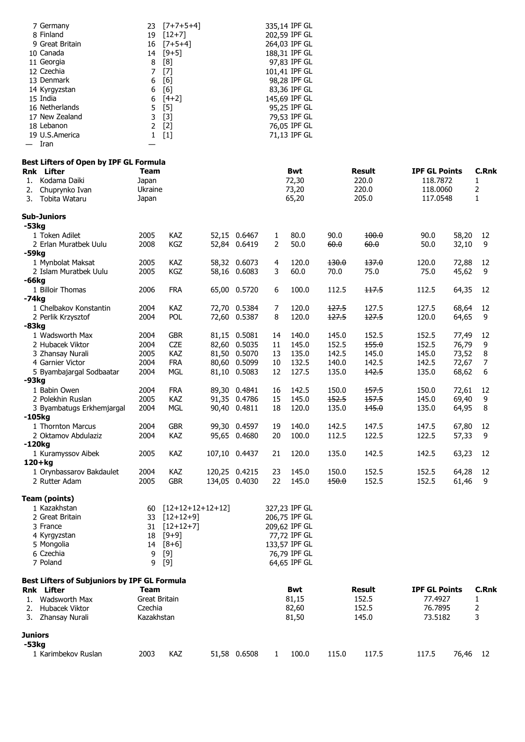| Rnk | Team | Points | | IPF GL |
|---|---|---|---|---|
| 7 | Germany | 23 | [7+7+5+4] | 335,14 IPF GL |
| 8 | Finland | 19 | [12+7] | 202,59 IPF GL |
| 9 | Great Britain | 16 | [7+5+4] | 264,03 IPF GL |
| 10 | Canada | 14 | [9+5] | 188,31 IPF GL |
| 11 | Georgia | 8 | [8] | 97,83 IPF GL |
| 12 | Czechia | 7 | [7] | 101,41 IPF GL |
| 13 | Denmark | 6 | [6] | 98,28 IPF GL |
| 14 | Kyrgyzstan | 6 | [6] | 83,36 IPF GL |
| 15 | India | 6 | [4+2] | 145,69 IPF GL |
| 16 | Netherlands | 5 | [5] | 95,25 IPF GL |
| 17 | New Zealand | 3 | [3] | 79,53 IPF GL |
| 18 | Lebanon | 2 | [2] | 76,05 IPF GL |
| 19 | U.S.America | 1 | [1] | 71,13 IPF GL |
| — | Iran | — | | |

**Best Lifters of Open by IPF GL Formula**

| Rnk | Lifter | Team | Bwt | Result | IPF GL Points | C.Rnk |
|---|---|---|---|---|---|---|
| 1. | Kodama Daiki | Japan | 72,30 | 220.0 | 118.7872 | 1 |
| 2. | Chuprynko Ivan | Ukraine | 73,20 | 220.0 | 118.0060 | 2 |
| 3. | Tobita Wataru | Japan | 65,20 | 205.0 | 117.0548 | 1 |

**Sub-Juniors**

| Pl | Name | Born | Team | Bwt | Coef | Lot | 1 | 2 | 3 | Result | IPF GL | Pts |
|---|---|---|---|---|---|---|---|---|---|---|---|---|
| **-53kg** | | | | | | | | | | | | |
| 1 | Token Adilet | 2005 | KAZ | 52,15 | 0.6467 | 1 | 80.0 | 90.0 | ~~100.0~~ | 90.0 | 58,20 | 12 |
| 2 | Erlan Muratbek Uulu | 2008 | KGZ | 52,84 | 0.6419 | 2 | 50.0 | ~~60.0~~ | ~~60.0~~ | 50.0 | 32,10 | 9 |
| **-59kg** | | | | | | | | | | | | |
| 1 | Mynbolat Maksat | 2005 | KAZ | 58,32 | 0.6073 | 4 | 120.0 | ~~130.0~~ | ~~137.0~~ | 120.0 | 72,88 | 12 |
| 2 | Islam Muratbek Uulu | 2005 | KGZ | 58,16 | 0.6083 | 3 | 60.0 | 70.0 | 75.0 | 75.0 | 45,62 | 9 |
| **-66kg** | | | | | | | | | | | | |
| 1 | Billoir Thomas | 2006 | FRA | 65,00 | 0.5720 | 6 | 100.0 | 112.5 | ~~117.5~~ | 112.5 | 64,35 | 12 |
| **-74kg** | | | | | | | | | | | | |
| 1 | Chelbakov Konstantin | 2004 | KAZ | 72,70 | 0.5384 | 7 | 120.0 | ~~127.5~~ | 127.5 | 127.5 | 68,64 | 12 |
| 2 | Perlik Krzysztof | 2004 | POL | 72,60 | 0.5387 | 8 | 120.0 | ~~127.5~~ | ~~127.5~~ | 120.0 | 64,65 | 9 |
| **-83kg** | | | | | | | | | | | | |
| 1 | Wadsworth Max | 2004 | GBR | 81,15 | 0.5081 | 14 | 140.0 | 145.0 | 152.5 | 152.5 | 77,49 | 12 |
| 2 | Hubacek Viktor | 2004 | CZE | 82,60 | 0.5035 | 11 | 145.0 | 152.5 | ~~155.0~~ | 152.5 | 76,79 | 9 |
| 3 | Zhansay Nurali | 2005 | KAZ | 81,50 | 0.5070 | 13 | 135.0 | 142.5 | 145.0 | 145.0 | 73,52 | 8 |
| 4 | Garnier Victor | 2004 | FRA | 80,60 | 0.5099 | 10 | 132.5 | 140.0 | 142.5 | 142.5 | 72,67 | 7 |
| 5 | Byambajargal Sodbaatar | 2004 | MGL | 81,10 | 0.5083 | 12 | 127.5 | 135.0 | ~~142.5~~ | 135.0 | 68,62 | 6 |
| **-93kg** | | | | | | | | | | | | |
| 1 | Babin Owen | 2004 | FRA | 89,30 | 0.4841 | 16 | 142.5 | 150.0 | ~~157.5~~ | 150.0 | 72,61 | 12 |
| 2 | Polekhin Ruslan | 2005 | KAZ | 91,35 | 0.4786 | 15 | 145.0 | ~~152.5~~ | ~~157.5~~ | 145.0 | 69,40 | 9 |
| 3 | Byambatugs Erkhemjargal | 2004 | MGL | 90,40 | 0.4811 | 18 | 120.0 | 135.0 | ~~145.0~~ | 135.0 | 64,95 | 8 |
| **-105kg** | | | | | | | | | | | | |
| 1 | Thornton Marcus | 2004 | GBR | 99,30 | 0.4597 | 19 | 140.0 | 142.5 | 147.5 | 147.5 | 67,80 | 12 |
| 2 | Oktamov Abdulaziz | 2004 | KAZ | 95,65 | 0.4680 | 20 | 100.0 | 112.5 | 122.5 | 122.5 | 57,33 | 9 |
| **-120kg** | | | | | | | | | | | | |
| 1 | Kuramyssov Aibek | 2005 | KAZ | 107,10 | 0.4437 | 21 | 120.0 | 135.0 | 142.5 | 142.5 | 63,23 | 12 |
| **120+kg** | | | | | | | | | | | | |
| 1 | Orynbassarov Bakdaulet | 2004 | KAZ | 120,25 | 0.4215 | 23 | 145.0 | 150.0 | 152.5 | 152.5 | 64,28 | 12 |
| 2 | Rutter Adam | 2005 | GBR | 134,05 | 0.4030 | 22 | 145.0 | ~~150.0~~ | 152.5 | 152.5 | 61,46 | 9 |

**Team (points)**

| Rnk | Team | Points | | IPF GL |
|---|---|---|---|---|
| 1 | Kazakhstan | 60 | [12+12+12+12+12] | 327,23 IPF GL |
| 2 | Great Britain | 33 | [12+12+9] | 206,75 IPF GL |
| 3 | France | 31 | [12+12+7] | 209,62 IPF GL |
| 4 | Kyrgyzstan | 18 | [9+9] | 77,72 IPF GL |
| 5 | Mongolia | 14 | [8+6] | 133,57 IPF GL |
| 6 | Czechia | 9 | [9] | 76,79 IPF GL |
| 7 | Poland | 9 | [9] | 64,65 IPF GL |

**Best Lifters of Subjuniors by IPF GL Formula**

| Rnk | Lifter | Team | Bwt | Result | IPF GL Points | C.Rnk |
|---|---|---|---|---|---|---|
| 1. | Wadsworth Max | Great Britain | 81,15 | 152.5 | 77.4927 | 1 |
| 2. | Hubacek Viktor | Czechia | 82,60 | 152.5 | 76.7895 | 2 |
| 3. | Zhansay Nurali | Kazakhstan | 81,50 | 145.0 | 73.5182 | 3 |

**Juniors**

| Pl | Name | Born | Team | Bwt | Coef | Lot | 1 | 2 | 3 | Result | IPF GL | Pts |
|---|---|---|---|---|---|---|---|---|---|---|---|---|
| **-53kg** | | | | | | | | | | | | |
| 1 | Karimbekov Ruslan | 2003 | KAZ | 51,58 | 0.6508 | 1 | 100.0 | 115.0 | 117.5 | 117.5 | 76,46 | 12 |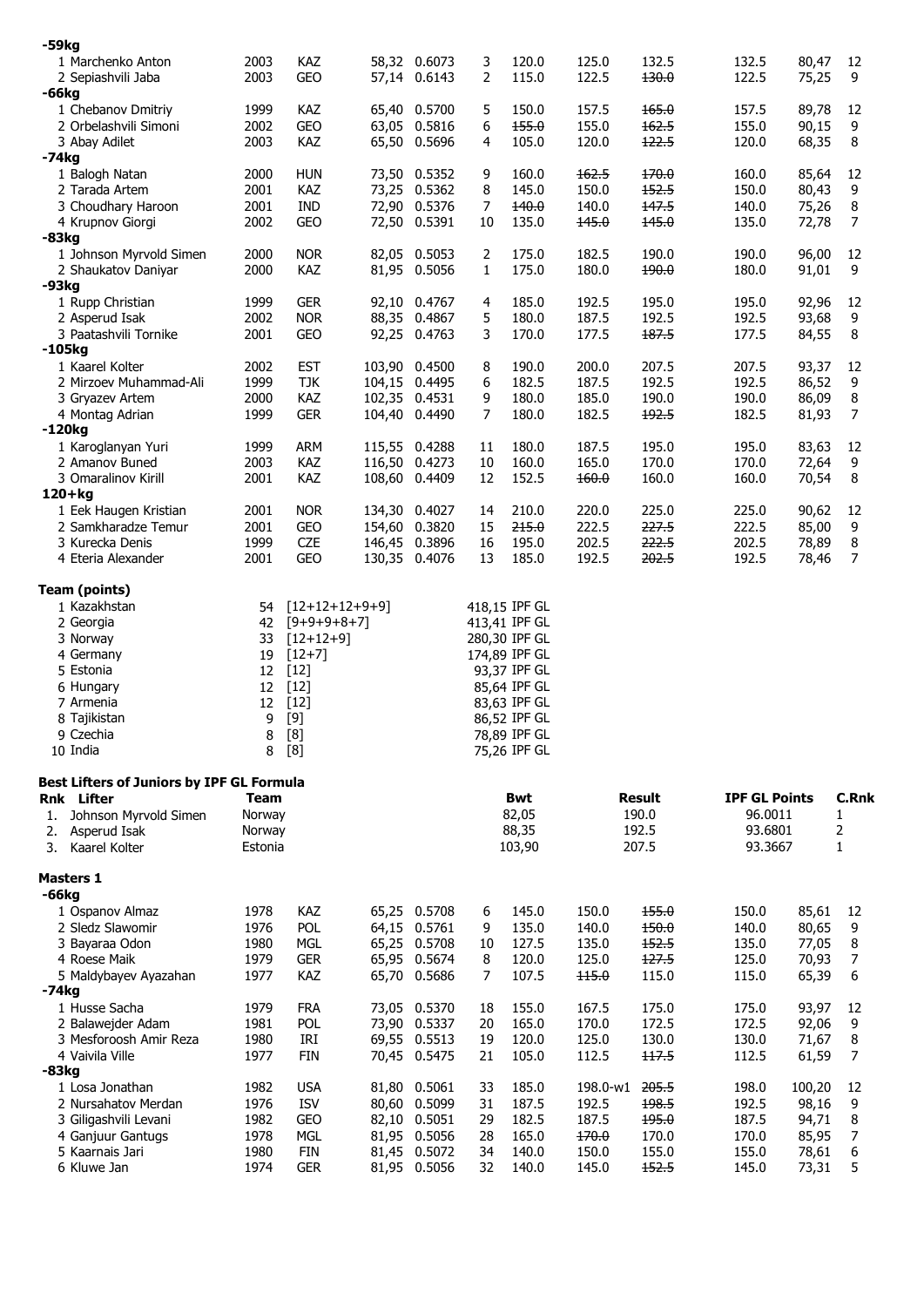**-59kg**

| | | | | | | | | | | | |
|---|---|---|---|---|---|---|---|---|---|---|---|
| 1 Marchenko Anton | 2003 | KAZ | 58,32 | 0.6073 | 3 | 120.0 | 125.0 | 132.5 | 132.5 | 80,47 | 12 |
| 2 Sepiashvili Jaba | 2003 | GEO | 57,14 | 0.6143 | 2 | 115.0 | 122.5 | ~~130.0~~ | 122.5 | 75,25 | 9 |

**-66kg**

| | | | | | | | | | | | |
|---|---|---|---|---|---|---|---|---|---|---|---|
| 1 Chebanov Dmitriy | 1999 | KAZ | 65,40 | 0.5700 | 5 | 150.0 | 157.5 | ~~165.0~~ | 157.5 | 89,78 | 12 |
| 2 Orbelashvili Simoni | 2002 | GEO | 63,05 | 0.5816 | 6 | ~~155.0~~ | 155.0 | ~~162.5~~ | 155.0 | 90,15 | 9 |
| 3 Abay Adilet | 2003 | KAZ | 65,50 | 0.5696 | 4 | 105.0 | 120.0 | ~~122.5~~ | 120.0 | 68,35 | 8 |

**-74kg**

| | | | | | | | | | | | |
|---|---|---|---|---|---|---|---|---|---|---|---|
| 1 Balogh Natan | 2000 | HUN | 73,50 | 0.5352 | 9 | 160.0 | ~~162.5~~ | ~~170.0~~ | 160.0 | 85,64 | 12 |
| 2 Tarada Artem | 2001 | KAZ | 73,25 | 0.5362 | 8 | 145.0 | 150.0 | ~~152.5~~ | 150.0 | 80,43 | 9 |
| 3 Choudhary Haroon | 2001 | IND | 72,90 | 0.5376 | 7 | ~~140.0~~ | 140.0 | ~~147.5~~ | 140.0 | 75,26 | 8 |
| 4 Krupnov Giorgi | 2002 | GEO | 72,50 | 0.5391 | 10 | 135.0 | ~~145.0~~ | ~~145.0~~ | 135.0 | 72,78 | 7 |

**-83kg**

| | | | | | | | | | | | |
|---|---|---|---|---|---|---|---|---|---|---|---|
| 1 Johnson Myrvold Simen | 2000 | NOR | 82,05 | 0.5053 | 2 | 175.0 | 182.5 | 190.0 | 190.0 | 96,00 | 12 |
| 2 Shaukatov Daniyar | 2000 | KAZ | 81,95 | 0.5056 | 1 | 175.0 | 180.0 | ~~190.0~~ | 180.0 | 91,01 | 9 |

**-93kg**

| | | | | | | | | | | | |
|---|---|---|---|---|---|---|---|---|---|---|---|
| 1 Rupp Christian | 1999 | GER | 92,10 | 0.4767 | 4 | 185.0 | 192.5 | 195.0 | 195.0 | 92,96 | 12 |
| 2 Asperud Isak | 2002 | NOR | 88,35 | 0.4867 | 5 | 180.0 | 187.5 | 192.5 | 192.5 | 93,68 | 9 |
| 3 Paatashvili Tornike | 2001 | GEO | 92,25 | 0.4763 | 3 | 170.0 | 177.5 | ~~187.5~~ | 177.5 | 84,55 | 8 |

**-105kg**

| | | | | | | | | | | | |
|---|---|---|---|---|---|---|---|---|---|---|---|
| 1 Kaarel Kolter | 2002 | EST | 103,90 | 0.4500 | 8 | 190.0 | 200.0 | 207.5 | 207.5 | 93,37 | 12 |
| 2 Mirzoev Muhammad-Ali | 1999 | TJK | 104,15 | 0.4495 | 6 | 182.5 | 187.5 | 192.5 | 192.5 | 86,52 | 9 |
| 3 Gryazev Artem | 2000 | KAZ | 102,35 | 0.4531 | 9 | 180.0 | 185.0 | 190.0 | 190.0 | 86,09 | 8 |
| 4 Montag Adrian | 1999 | GER | 104,40 | 0.4490 | 7 | 180.0 | 182.5 | ~~192.5~~ | 182.5 | 81,93 | 7 |

**-120kg**

| | | | | | | | | | | | |
|---|---|---|---|---|---|---|---|---|---|---|---|
| 1 Karoglanyan Yuri | 1999 | ARM | 115,55 | 0.4288 | 11 | 180.0 | 187.5 | 195.0 | 195.0 | 83,63 | 12 |
| 2 Amanov Buned | 2003 | KAZ | 116,50 | 0.4273 | 10 | 160.0 | 165.0 | 170.0 | 170.0 | 72,64 | 9 |
| 3 Omaralinov Kirill | 2001 | KAZ | 108,60 | 0.4409 | 12 | 152.5 | ~~160.0~~ | 160.0 | 160.0 | 70,54 | 8 |

**120+kg**

| | | | | | | | | | | | |
|---|---|---|---|---|---|---|---|---|---|---|---|
| 1 Eek Haugen Kristian | 2001 | NOR | 134,30 | 0.4027 | 14 | 210.0 | 220.0 | 225.0 | 225.0 | 90,62 | 12 |
| 2 Samkharadze Temur | 2001 | GEO | 154,60 | 0.3820 | 15 | ~~215.0~~ | 222.5 | ~~227.5~~ | 222.5 | 85,00 | 9 |
| 3 Kurecka Denis | 1999 | CZE | 146,45 | 0.3896 | 16 | 195.0 | 202.5 | ~~222.5~~ | 202.5 | 78,89 | 8 |
| 4 Eteria Alexander | 2001 | GEO | 130,35 | 0.4076 | 13 | 185.0 | 192.5 | ~~202.5~~ | 192.5 | 78,46 | 7 |

**Team (points)**

| | | | |
|---|---|---|---|
| 1 Kazakhstan | 54 | [12+12+12+9+9] | 418,15 IPF GL |
| 2 Georgia | 42 | [9+9+9+8+7] | 413,41 IPF GL |
| 3 Norway | 33 | [12+12+9] | 280,30 IPF GL |
| 4 Germany | 19 | [12+7] | 174,89 IPF GL |
| 5 Estonia | 12 | [12] | 93,37 IPF GL |
| 6 Hungary | 12 | [12] | 85,64 IPF GL |
| 7 Armenia | 12 | [12] | 83,63 IPF GL |
| 8 Tajikistan | 9 | [9] | 86,52 IPF GL |
| 9 Czechia | 8 | [8] | 78,89 IPF GL |
| 10 India | 8 | [8] | 75,26 IPF GL |

**Best Lifters of Juniors by IPF GL Formula**

| Rnk | Lifter | Team | Bwt | Result | IPF GL Points | C.Rnk |
|---|---|---|---|---|---|---|
| 1. | Johnson Myrvold Simen | Norway | 82,05 | 190.0 | 96.0011 | 1 |
| 2. | Asperud Isak | Norway | 88,35 | 192.5 | 93.6801 | 2 |
| 3. | Kaarel Kolter | Estonia | 103,90 | 207.5 | 93.3667 | 1 |

**Masters 1**

**-66kg**

| | | | | | | | | | | | |
|---|---|---|---|---|---|---|---|---|---|---|---|
| 1 Ospanov Almaz | 1978 | KAZ | 65,25 | 0.5708 | 6 | 145.0 | 150.0 | ~~155.0~~ | 150.0 | 85,61 | 12 |
| 2 Sledz Slawomir | 1976 | POL | 64,15 | 0.5761 | 9 | 135.0 | 140.0 | ~~150.0~~ | 140.0 | 80,65 | 9 |
| 3 Bayaraa Odon | 1980 | MGL | 65,25 | 0.5708 | 10 | 127.5 | 135.0 | ~~152.5~~ | 135.0 | 77,05 | 8 |
| 4 Roese Maik | 1979 | GER | 65,95 | 0.5674 | 8 | 120.0 | 125.0 | ~~127.5~~ | 125.0 | 70,93 | 7 |
| 5 Maldybayev Ayazahan | 1977 | KAZ | 65,70 | 0.5686 | 7 | 107.5 | ~~115.0~~ | 115.0 | 115.0 | 65,39 | 6 |

**-74kg**

| | | | | | | | | | | | |
|---|---|---|---|---|---|---|---|---|---|---|---|
| 1 Husse Sacha | 1979 | FRA | 73,05 | 0.5370 | 18 | 155.0 | 167.5 | 175.0 | 175.0 | 93,97 | 12 |
| 2 Balawejder Adam | 1981 | POL | 73,90 | 0.5337 | 20 | 165.0 | 170.0 | 172.5 | 172.5 | 92,06 | 9 |
| 3 Mesforoosh Amir Reza | 1980 | IRI | 69,55 | 0.5513 | 19 | 120.0 | 125.0 | 130.0 | 130.0 | 71,67 | 8 |
| 4 Vaivila Ville | 1977 | FIN | 70,45 | 0.5475 | 21 | 105.0 | 112.5 | ~~117.5~~ | 112.5 | 61,59 | 7 |

**-83kg**

| | | | | | | | | | | | |
|---|---|---|---|---|---|---|---|---|---|---|---|
| 1 Losa Jonathan | 1982 | USA | 81,80 | 0.5061 | 33 | 185.0 | 198.0-w1 | ~~205.5~~ | 198.0 | 100,20 | 12 |
| 2 Nursahatov Merdan | 1976 | ISV | 80,60 | 0.5099 | 31 | 187.5 | 192.5 | ~~198.5~~ | 192.5 | 98,16 | 9 |
| 3 Giligashvili Levani | 1982 | GEO | 82,10 | 0.5051 | 29 | 182.5 | 187.5 | ~~195.0~~ | 187.5 | 94,71 | 8 |
| 4 Ganjuur Gantugs | 1978 | MGL | 81,95 | 0.5056 | 28 | 165.0 | ~~170.0~~ | 170.0 | 170.0 | 85,95 | 7 |
| 5 Kaarnais Jari | 1980 | FIN | 81,45 | 0.5072 | 34 | 140.0 | 150.0 | 155.0 | 155.0 | 78,61 | 6 |
| 6 Kluwe Jan | 1974 | GER | 81,95 | 0.5056 | 32 | 140.0 | 145.0 | ~~152.5~~ | 145.0 | 73,31 | 5 |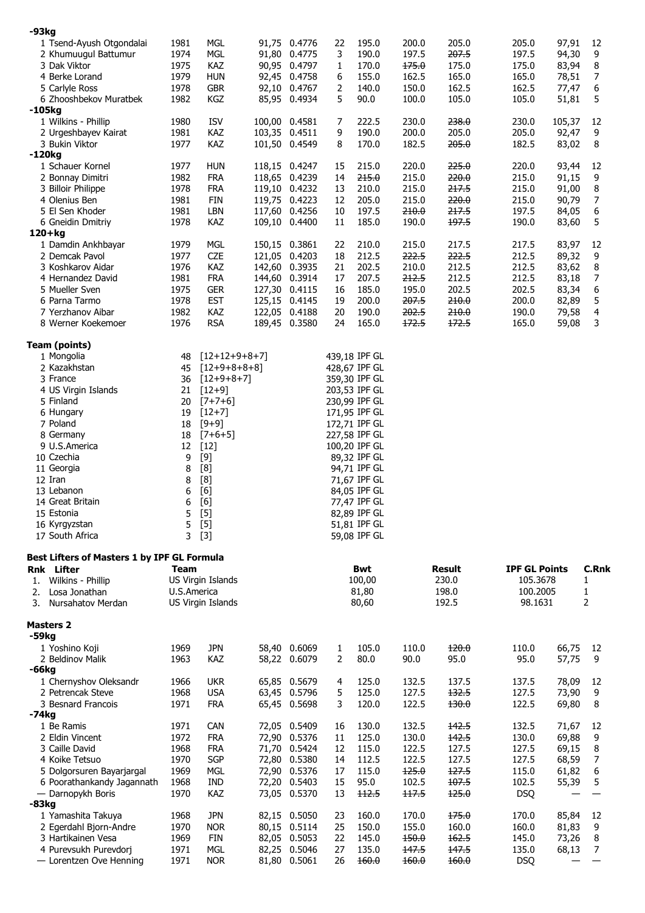**-93kg**

| | Name | Year | Nation | Bwt | Coeff | Lot | 1 | 2 | 3 | Result | IPF GL | Pts |
|---|---|---|---|---|---|---|---|---|---|---|---|---|
| 1 | Tsend-Ayush Otgondalai | 1981 | MGL | 91,75 | 0.4776 | 22 | 195.0 | 200.0 | 205.0 | 205.0 | 97,91 | 12 |
| 2 | Khumuugul Battumur | 1974 | MGL | 91,80 | 0.4775 | 3 | 190.0 | 197.5 | ~~207.5~~ | 197.5 | 94,30 | 9 |
| 3 | Dak Viktor | 1975 | KAZ | 90,95 | 0.4797 | 1 | 170.0 | ~~175.0~~ | 175.0 | 175.0 | 83,94 | 8 |
| 4 | Berke Lorand | 1979 | HUN | 92,45 | 0.4758 | 6 | 155.0 | 162.5 | 165.0 | 165.0 | 78,51 | 7 |
| 5 | Carlyle Ross | 1978 | GBR | 92,10 | 0.4767 | 2 | 140.0 | 150.0 | 162.5 | 162.5 | 77,47 | 6 |
| 6 | Zhooshbekov Muratbek | 1982 | KGZ | 85,95 | 0.4934 | 5 | 90.0 | 100.0 | 105.0 | 105.0 | 51,81 | 5 |

**-105kg**

| | Name | Year | Nation | Bwt | Coeff | Lot | 1 | 2 | 3 | Result | IPF GL | Pts |
|---|---|---|---|---|---|---|---|---|---|---|---|---|
| 1 | Wilkins - Phillip | 1980 | ISV | 100,00 | 0.4581 | 7 | 222.5 | 230.0 | ~~238.0~~ | 230.0 | 105,37 | 12 |
| 2 | Urgeshbayev Kairat | 1981 | KAZ | 103,35 | 0.4511 | 9 | 190.0 | 200.0 | 205.0 | 205.0 | 92,47 | 9 |
| 3 | Bukin Viktor | 1977 | KAZ | 101,50 | 0.4549 | 8 | 170.0 | 182.5 | ~~205.0~~ | 182.5 | 83,02 | 8 |

**-120kg**

| | Name | Year | Nation | Bwt | Coeff | Lot | 1 | 2 | 3 | Result | IPF GL | Pts |
|---|---|---|---|---|---|---|---|---|---|---|---|---|
| 1 | Schauer Kornel | 1977 | HUN | 118,15 | 0.4247 | 15 | 215.0 | 220.0 | ~~225.0~~ | 220.0 | 93,44 | 12 |
| 2 | Bonnay Dimitri | 1982 | FRA | 118,65 | 0.4239 | 14 | ~~215.0~~ | 215.0 | ~~220.0~~ | 215.0 | 91,15 | 9 |
| 3 | Billoir Philippe | 1978 | FRA | 119,10 | 0.4232 | 13 | 210.0 | 215.0 | ~~217.5~~ | 215.0 | 91,00 | 8 |
| 4 | Olenius Ben | 1981 | FIN | 119,75 | 0.4223 | 12 | 205.0 | 215.0 | ~~220.0~~ | 215.0 | 90,79 | 7 |
| 5 | El Sen Khoder | 1981 | LBN | 117,60 | 0.4256 | 10 | 197.5 | ~~210.0~~ | ~~217.5~~ | 197.5 | 84,05 | 6 |
| 6 | Gneidin Dmitriy | 1978 | KAZ | 109,10 | 0.4400 | 11 | 185.0 | 190.0 | ~~197.5~~ | 190.0 | 83,60 | 5 |

**120+kg**

| | Name | Year | Nation | Bwt | Coeff | Lot | 1 | 2 | 3 | Result | IPF GL | Pts |
|---|---|---|---|---|---|---|---|---|---|---|---|---|
| 1 | Damdin Ankhbayar | 1979 | MGL | 150,15 | 0.3861 | 22 | 210.0 | 215.0 | 217.5 | 217.5 | 83,97 | 12 |
| 2 | Demcak Pavol | 1977 | CZE | 121,05 | 0.4203 | 18 | 212.5 | ~~222.5~~ | ~~222.5~~ | 212.5 | 89,32 | 9 |
| 3 | Koshkarov Aidar | 1976 | KAZ | 142,60 | 0.3935 | 21 | 202.5 | 210.0 | 212.5 | 212.5 | 83,62 | 8 |
| 4 | Hernandez David | 1981 | FRA | 144,60 | 0.3914 | 17 | 207.5 | ~~212.5~~ | 212.5 | 212.5 | 83,18 | 7 |
| 5 | Mueller Sven | 1975 | GER | 127,30 | 0.4115 | 16 | 185.0 | 195.0 | 202.5 | 202.5 | 83,34 | 6 |
| 6 | Parna Tarmo | 1978 | EST | 125,15 | 0.4145 | 19 | 200.0 | ~~207.5~~ | ~~210.0~~ | 200.0 | 82,89 | 5 |
| 7 | Yerzhanov Aibar | 1982 | KAZ | 122,05 | 0.4188 | 20 | 190.0 | ~~202.5~~ | ~~210.0~~ | 190.0 | 79,58 | 4 |
| 8 | Werner Koekemoer | 1976 | RSA | 189,45 | 0.3580 | 24 | 165.0 | ~~172.5~~ | ~~172.5~~ | 165.0 | 59,08 | 3 |

**Team (points)**

| Rnk | Team | Points | Breakdown | IPF GL |
|---|---|---|---|---|
| 1 | Mongolia | 48 | [12+12+9+8+7] | 439,18 IPF GL |
| 2 | Kazakhstan | 45 | [12+9+8+8+8] | 428,67 IPF GL |
| 3 | France | 36 | [12+9+8+7] | 359,30 IPF GL |
| 4 | US Virgin Islands | 21 | [12+9] | 203,53 IPF GL |
| 5 | Finland | 20 | [7+7+6] | 230,99 IPF GL |
| 6 | Hungary | 19 | [12+7] | 171,95 IPF GL |
| 7 | Poland | 18 | [9+9] | 172,71 IPF GL |
| 8 | Germany | 18 | [7+6+5] | 227,58 IPF GL |
| 9 | U.S.America | 12 | [12] | 100,20 IPF GL |
| 10 | Czechia | 9 | [9] | 89,32 IPF GL |
| 11 | Georgia | 8 | [8] | 94,71 IPF GL |
| 12 | Iran | 8 | [8] | 71,67 IPF GL |
| 13 | Lebanon | 6 | [6] | 84,05 IPF GL |
| 14 | Great Britain | 6 | [6] | 77,47 IPF GL |
| 15 | Estonia | 5 | [5] | 82,89 IPF GL |
| 16 | Kyrgyzstan | 5 | [5] | 51,81 IPF GL |
| 17 | South Africa | 3 | [3] | 59,08 IPF GL |

**Best Lifters of Masters 1 by IPF GL Formula**

| Rnk | Lifter | Team | Bwt | Result | IPF GL Points | C.Rnk |
|---|---|---|---|---|---|---|
| 1. | Wilkins - Phillip | US Virgin Islands | 100,00 | 230.0 | 105.3678 | 1 |
| 2. | Losa Jonathan | U.S.America | 81,80 | 198.0 | 100.2005 | 1 |
| 3. | Nursahatov Merdan | US Virgin Islands | 80,60 | 192.5 | 98.1631 | 2 |

**Masters 2**

**-59kg**

| | Name | Year | Nation | Bwt | Coeff | Lot | 1 | 2 | 3 | Result | IPF GL | Pts |
|---|---|---|---|---|---|---|---|---|---|---|---|---|
| 1 | Yoshino Koji | 1969 | JPN | 58,40 | 0.6069 | 1 | 105.0 | 110.0 | ~~120.0~~ | 110.0 | 66,75 | 12 |
| 2 | Beldinov Malik | 1963 | KAZ | 58,22 | 0.6079 | 2 | 80.0 | 90.0 | 95.0 | 95.0 | 57,75 | 9 |

**-66kg**

| | Name | Year | Nation | Bwt | Coeff | Lot | 1 | 2 | 3 | Result | IPF GL | Pts |
|---|---|---|---|---|---|---|---|---|---|---|---|---|
| 1 | Chernyshov Oleksandr | 1966 | UKR | 65,85 | 0.5679 | 4 | 125.0 | 132.5 | 137.5 | 137.5 | 78,09 | 12 |
| 2 | Petrencak Steve | 1968 | USA | 63,45 | 0.5796 | 5 | 125.0 | 127.5 | ~~132.5~~ | 127.5 | 73,90 | 9 |
| 3 | Besnard Francois | 1971 | FRA | 65,45 | 0.5698 | 3 | 120.0 | 122.5 | ~~130.0~~ | 122.5 | 69,80 | 8 |

**-74kg**

| | Name | Year | Nation | Bwt | Coeff | Lot | 1 | 2 | 3 | Result | IPF GL | Pts |
|---|---|---|---|---|---|---|---|---|---|---|---|---|
| 1 | Be Ramis | 1971 | CAN | 72,05 | 0.5409 | 16 | 130.0 | 132.5 | ~~142.5~~ | 132.5 | 71,67 | 12 |
| 2 | Eldin Vincent | 1972 | FRA | 72,90 | 0.5376 | 11 | 125.0 | 130.0 | ~~142.5~~ | 130.0 | 69,88 | 9 |
| 3 | Caille David | 1968 | FRA | 71,70 | 0.5424 | 12 | 115.0 | 122.5 | 127.5 | 127.5 | 69,15 | 8 |
| 4 | Koike Tetsuo | 1970 | SGP | 72,80 | 0.5380 | 14 | 112.5 | 122.5 | 127.5 | 127.5 | 68,59 | 7 |
| 5 | Dolgorsuren Bayarjargal | 1969 | MGL | 72,90 | 0.5376 | 17 | 115.0 | ~~125.0~~ | ~~127.5~~ | 115.0 | 61,82 | 6 |
| 6 | Poorathankandy Jagannath | 1968 | IND | 72,20 | 0.5403 | 15 | 95.0 | 102.5 | ~~107.5~~ | 102.5 | 55,39 | 5 |
| — | Darnopykh Boris | 1970 | KAZ | 73,05 | 0.5370 | 13 | ~~112.5~~ | ~~117.5~~ | ~~125.0~~ | DSQ | — | — |

**-83kg**

| | Name | Year | Nation | Bwt | Coeff | Lot | 1 | 2 | 3 | Result | IPF GL | Pts |
|---|---|---|---|---|---|---|---|---|---|---|---|---|
| 1 | Yamashita Takuya | 1968 | JPN | 82,15 | 0.5050 | 23 | 160.0 | 170.0 | ~~175.0~~ | 170.0 | 85,84 | 12 |
| 2 | Egerdahl Bjorn-Andre | 1970 | NOR | 80,15 | 0.5114 | 25 | 150.0 | 155.0 | 160.0 | 160.0 | 81,83 | 9 |
| 3 | Hartikainen Vesa | 1969 | FIN | 82,05 | 0.5053 | 22 | 145.0 | ~~150.0~~ | ~~162.5~~ | 145.0 | 73,26 | 8 |
| 4 | Purevsukh Purevdorj | 1971 | MGL | 82,25 | 0.5046 | 27 | 135.0 | ~~147.5~~ | ~~147.5~~ | 135.0 | 68,13 | 7 |
| — | Lorentzen Ove Henning | 1971 | NOR | 81,80 | 0.5061 | 26 | ~~160.0~~ | ~~160.0~~ | ~~160.0~~ | DSQ | — | — |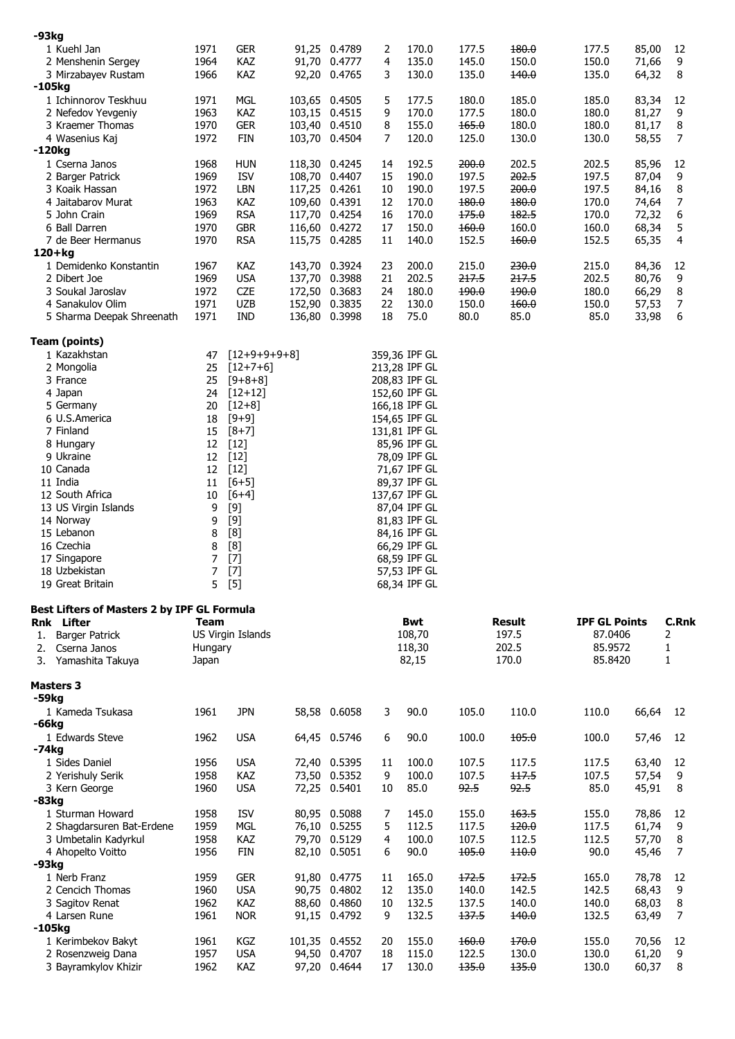**-93kg**

| | | | | | | | | | | | |
|---|---|---|---|---|---|---|---|---|---|---|---|
| 1 Kuehl Jan | 1971 | GER | 91,25 | 0.4789 | 2 | 170.0 | 177.5 | ~~180.0~~ | 177.5 | 85,00 | 12 |
| 2 Menshenin Sergey | 1964 | KAZ | 91,70 | 0.4777 | 4 | 135.0 | 145.0 | 150.0 | 150.0 | 71,66 | 9 |
| 3 Mirzabayev Rustam | 1966 | KAZ | 92,20 | 0.4765 | 3 | 130.0 | 135.0 | ~~140.0~~ | 135.0 | 64,32 | 8 |

**-105kg**

| | | | | | | | | | | | |
|---|---|---|---|---|---|---|---|---|---|---|---|
| 1 Ichinnorov Teskhuu | 1971 | MGL | 103,65 | 0.4505 | 5 | 177.5 | 180.0 | 185.0 | 185.0 | 83,34 | 12 |
| 2 Nefedov Yevgeniy | 1963 | KAZ | 103,15 | 0.4515 | 9 | 170.0 | 177.5 | 180.0 | 180.0 | 81,27 | 9 |
| 3 Kraemer Thomas | 1970 | GER | 103,40 | 0.4510 | 8 | 155.0 | ~~165.0~~ | 180.0 | 180.0 | 81,17 | 8 |
| 4 Wasenius Kaj | 1972 | FIN | 103,70 | 0.4504 | 7 | 120.0 | 125.0 | 130.0 | 130.0 | 58,55 | 7 |

**-120kg**

| | | | | | | | | | | | |
|---|---|---|---|---|---|---|---|---|---|---|---|
| 1 Cserna Janos | 1968 | HUN | 118,30 | 0.4245 | 14 | 192.5 | ~~200.0~~ | 202.5 | 202.5 | 85,96 | 12 |
| 2 Barger Patrick | 1969 | ISV | 108,70 | 0.4407 | 15 | 190.0 | 197.5 | ~~202.5~~ | 197.5 | 87,04 | 9 |
| 3 Koaik Hassan | 1972 | LBN | 117,25 | 0.4261 | 10 | 190.0 | 197.5 | ~~200.0~~ | 197.5 | 84,16 | 8 |
| 4 Jaitabarov Murat | 1963 | KAZ | 109,60 | 0.4391 | 12 | 170.0 | ~~180.0~~ | ~~180.0~~ | 170.0 | 74,64 | 7 |
| 5 John Crain | 1969 | RSA | 117,70 | 0.4254 | 16 | 170.0 | ~~175.0~~ | ~~182.5~~ | 170.0 | 72,32 | 6 |
| 6 Ball Darren | 1970 | GBR | 116,60 | 0.4272 | 17 | 150.0 | ~~160.0~~ | 160.0 | 160.0 | 68,34 | 5 |
| 7 de Beer Hermanus | 1970 | RSA | 115,75 | 0.4285 | 11 | 140.0 | 152.5 | ~~160.0~~ | 152.5 | 65,35 | 4 |

**120+kg**

| | | | | | | | | | | | |
|---|---|---|---|---|---|---|---|---|---|---|---|
| 1 Demidenko Konstantin | 1967 | KAZ | 143,70 | 0.3924 | 23 | 200.0 | 215.0 | ~~230.0~~ | 215.0 | 84,36 | 12 |
| 2 Dibert Joe | 1969 | USA | 137,70 | 0.3988 | 21 | 202.5 | ~~217.5~~ | ~~217.5~~ | 202.5 | 80,76 | 9 |
| 3 Soukal Jaroslav | 1972 | CZE | 172,50 | 0.3683 | 24 | 180.0 | ~~190.0~~ | ~~190.0~~ | 180.0 | 66,29 | 8 |
| 4 Sanakulov Olim | 1971 | UZB | 152,90 | 0.3835 | 22 | 130.0 | 150.0 | ~~160.0~~ | 150.0 | 57,53 | 7 |
| 5 Sharma Deepak Shreenath | 1971 | IND | 136,80 | 0.3998 | 18 | 75.0 | 80.0 | 85.0 | 85.0 | 33,98 | 6 |

**Team (points)**

| | | | |
|---|---|---|---|
| 1 Kazakhstan | 47 | [12+9+9+9+8] | 359,36 IPF GL |
| 2 Mongolia | 25 | [12+7+6] | 213,28 IPF GL |
| 3 France | 25 | [9+8+8] | 208,83 IPF GL |
| 4 Japan | 24 | [12+12] | 152,60 IPF GL |
| 5 Germany | 20 | [12+8] | 166,18 IPF GL |
| 6 U.S.America | 18 | [9+9] | 154,65 IPF GL |
| 7 Finland | 15 | [8+7] | 131,81 IPF GL |
| 8 Hungary | 12 | [12] | 85,96 IPF GL |
| 9 Ukraine | 12 | [12] | 78,09 IPF GL |
| 10 Canada | 12 | [12] | 71,67 IPF GL |
| 11 India | 11 | [6+5] | 89,37 IPF GL |
| 12 South Africa | 10 | [6+4] | 137,67 IPF GL |
| 13 US Virgin Islands | 9 | [9] | 87,04 IPF GL |
| 14 Norway | 9 | [9] | 81,83 IPF GL |
| 15 Lebanon | 8 | [8] | 84,16 IPF GL |
| 16 Czechia | 8 | [8] | 66,29 IPF GL |
| 17 Singapore | 7 | [7] | 68,59 IPF GL |
| 18 Uzbekistan | 7 | [7] | 57,53 IPF GL |
| 19 Great Britain | 5 | [5] | 68,34 IPF GL |

**Best Lifters of Masters 2 by IPF GL Formula**

| Rnk | Lifter | Team | Bwt | Result | IPF GL Points | C.Rnk |
|---|---|---|---|---|---|---|
| 1. | Barger Patrick | US Virgin Islands | 108,70 | 197.5 | 87.0406 | 2 |
| 2. | Cserna Janos | Hungary | 118,30 | 202.5 | 85.9572 | 1 |
| 3. | Yamashita Takuya | Japan | 82,15 | 170.0 | 85.8420 | 1 |

**Masters 3**

**-59kg**

| | | | | | | | | | | | |
|---|---|---|---|---|---|---|---|---|---|---|---|
| 1 Kameda Tsukasa | 1961 | JPN | 58,58 | 0.6058 | 3 | 90.0 | 105.0 | 110.0 | 110.0 | 66,64 | 12 |

**-66kg**

| | | | | | | | | | | | |
|---|---|---|---|---|---|---|---|---|---|---|---|
| 1 Edwards Steve | 1962 | USA | 64,45 | 0.5746 | 6 | 90.0 | 100.0 | ~~105.0~~ | 100.0 | 57,46 | 12 |

**-74kg**

| | | | | | | | | | | | |
|---|---|---|---|---|---|---|---|---|---|---|---|
| 1 Sides Daniel | 1956 | USA | 72,40 | 0.5395 | 11 | 100.0 | 107.5 | 117.5 | 117.5 | 63,40 | 12 |
| 2 Yerishuly Serik | 1958 | KAZ | 73,50 | 0.5352 | 9 | 100.0 | 107.5 | ~~117.5~~ | 107.5 | 57,54 | 9 |
| 3 Kern George | 1960 | USA | 72,25 | 0.5401 | 10 | 85.0 | ~~92.5~~ | ~~92.5~~ | 85.0 | 45,91 | 8 |

**-83kg**

| | | | | | | | | | | | |
|---|---|---|---|---|---|---|---|---|---|---|---|
| 1 Sturman Howard | 1958 | ISV | 80,95 | 0.5088 | 7 | 145.0 | 155.0 | ~~163.5~~ | 155.0 | 78,86 | 12 |
| 2 Shagdarsuren Bat-Erdene | 1959 | MGL | 76,10 | 0.5255 | 5 | 112.5 | 117.5 | ~~120.0~~ | 117.5 | 61,74 | 9 |
| 3 Umbetalin Kadyrkul | 1958 | KAZ | 79,70 | 0.5129 | 4 | 100.0 | 107.5 | 112.5 | 112.5 | 57,70 | 8 |
| 4 Ahopelto Voitto | 1956 | FIN | 82,10 | 0.5051 | 6 | 90.0 | ~~105.0~~ | ~~110.0~~ | 90.0 | 45,46 | 7 |

**-93kg**

| | | | | | | | | | | | |
|---|---|---|---|---|---|---|---|---|---|---|---|
| 1 Nerb Franz | 1959 | GER | 91,80 | 0.4775 | 11 | 165.0 | ~~172.5~~ | ~~172.5~~ | 165.0 | 78,78 | 12 |
| 2 Cencich Thomas | 1960 | USA | 90,75 | 0.4802 | 12 | 135.0 | 140.0 | 142.5 | 142.5 | 68,43 | 9 |
| 3 Sagitov Renat | 1962 | KAZ | 88,60 | 0.4860 | 10 | 132.5 | 137.5 | 140.0 | 140.0 | 68,03 | 8 |
| 4 Larsen Rune | 1961 | NOR | 91,15 | 0.4792 | 9 | 132.5 | ~~137.5~~ | ~~140.0~~ | 132.5 | 63,49 | 7 |

**-105kg**

| | | | | | | | | | | | |
|---|---|---|---|---|---|---|---|---|---|---|---|
| 1 Kerimbekov Bakyt | 1961 | KGZ | 101,35 | 0.4552 | 20 | 155.0 | ~~160.0~~ | ~~170.0~~ | 155.0 | 70,56 | 12 |
| 2 Rosenzweig Dana | 1957 | USA | 94,50 | 0.4707 | 18 | 115.0 | 122.5 | 130.0 | 130.0 | 61,20 | 9 |
| 3 Bayramkylov Khizir | 1962 | KAZ | 97,20 | 0.4644 | 17 | 130.0 | ~~135.0~~ | ~~135.0~~ | 130.0 | 60,37 | 8 |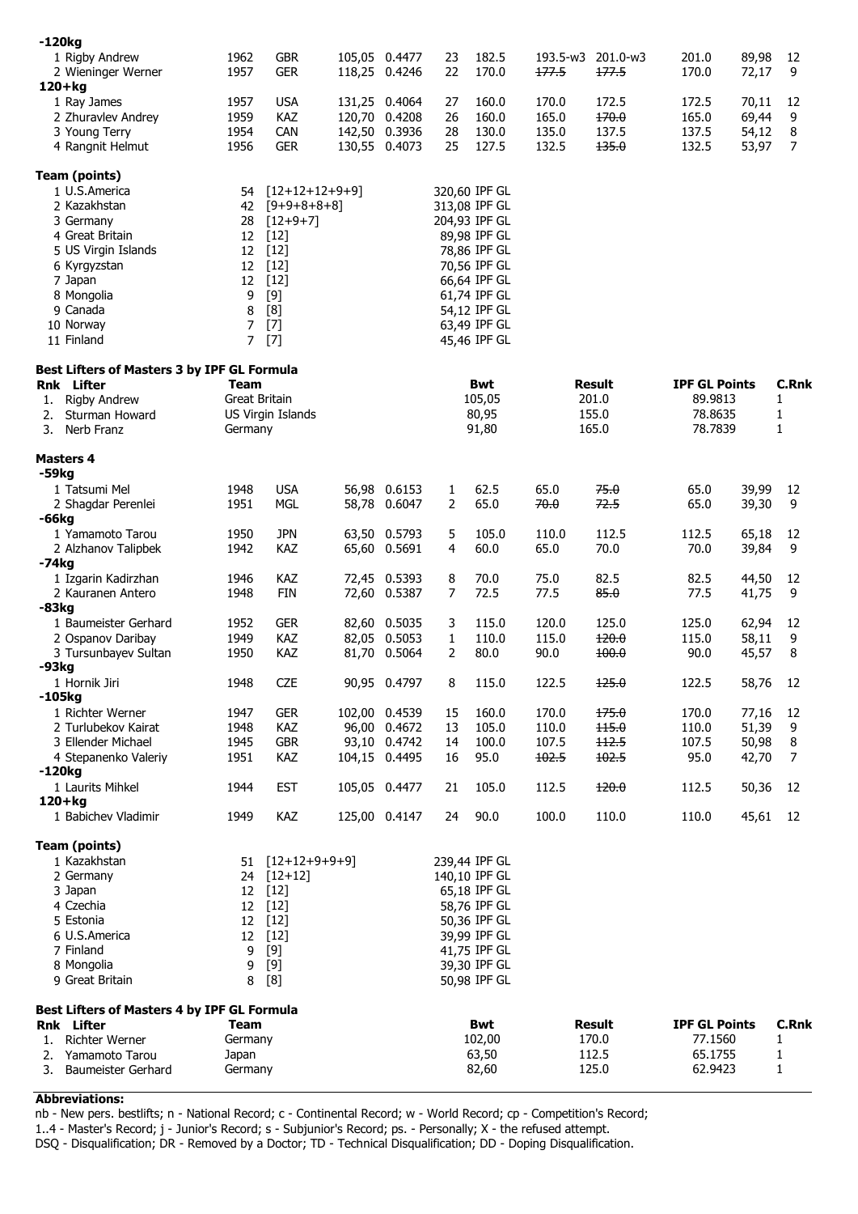**-120kg**

| | | | | | | | | | | | |
|---|---|---|---|---|---|---|---|---|---|---|---|
| 1 Rigby Andrew | 1962 | GBR | 105,05 | 0.4477 | 23 | 182.5 | 193.5-w3 | 201.0-w3 | 201.0 | 89,98 | 12 |
| 2 Wieninger Werner | 1957 | GER | 118,25 | 0.4246 | 22 | 170.0 | ~~177.5~~ | ~~177.5~~ | 170.0 | 72,17 | 9 |

**120+kg**

| | | | | | | | | | | | |
|---|---|---|---|---|---|---|---|---|---|---|---|
| 1 Ray James | 1957 | USA | 131,25 | 0.4064 | 27 | 160.0 | 170.0 | 172.5 | 172.5 | 70,11 | 12 |
| 2 Zhuravlev Andrey | 1959 | KAZ | 120,70 | 0.4208 | 26 | 160.0 | 165.0 | ~~170.0~~ | 165.0 | 69,44 | 9 |
| 3 Young Terry | 1954 | CAN | 142,50 | 0.3936 | 28 | 130.0 | 135.0 | 137.5 | 137.5 | 54,12 | 8 |
| 4 Rangnit Helmut | 1956 | GER | 130,55 | 0.4073 | 25 | 127.5 | 132.5 | ~~135.0~~ | 132.5 | 53,97 | 7 |

**Team (points)**

| | | | |
|---|---|---|---|
| 1 U.S.America | 54 | [12+12+12+9+9] | 320,60 IPF GL |
| 2 Kazakhstan | 42 | [9+9+8+8+8] | 313,08 IPF GL |
| 3 Germany | 28 | [12+9+7] | 204,93 IPF GL |
| 4 Great Britain | 12 | [12] | 89,98 IPF GL |
| 5 US Virgin Islands | 12 | [12] | 78,86 IPF GL |
| 6 Kyrgyzstan | 12 | [12] | 70,56 IPF GL |
| 7 Japan | 12 | [12] | 66,64 IPF GL |
| 8 Mongolia | 9 | [9] | 61,74 IPF GL |
| 9 Canada | 8 | [8] | 54,12 IPF GL |
| 10 Norway | 7 | [7] | 63,49 IPF GL |
| 11 Finland | 7 | [7] | 45,46 IPF GL |

**Best Lifters of Masters 3 by IPF GL Formula**

| Rnk | Lifter | Team | Bwt | Result | IPF GL Points | C.Rnk |
|---|---|---|---|---|---|---|
| 1. | Rigby Andrew | Great Britain | 105,05 | 201.0 | 89.9813 | 1 |
| 2. | Sturman Howard | US Virgin Islands | 80,95 | 155.0 | 78.8635 | 1 |
| 3. | Nerb Franz | Germany | 91,80 | 165.0 | 78.7839 | 1 |

**Masters 4**

**-59kg**

| | | | | | | | | | | | |
|---|---|---|---|---|---|---|---|---|---|---|---|
| 1 Tatsumi Mel | 1948 | USA | 56,98 | 0.6153 | 1 | 62.5 | 65.0 | ~~75.0~~ | 65.0 | 39,99 | 12 |
| 2 Shagdar Perenlei | 1951 | MGL | 58,78 | 0.6047 | 2 | 65.0 | ~~70.0~~ | ~~72.5~~ | 65.0 | 39,30 | 9 |

**-66kg**

| | | | | | | | | | | | |
|---|---|---|---|---|---|---|---|---|---|---|---|
| 1 Yamamoto Tarou | 1950 | JPN | 63,50 | 0.5793 | 5 | 105.0 | 110.0 | 112.5 | 112.5 | 65,18 | 12 |
| 2 Alzhanov Talipbek | 1942 | KAZ | 65,60 | 0.5691 | 4 | 60.0 | 65.0 | 70.0 | 70.0 | 39,84 | 9 |

**-74kg**

| | | | | | | | | | | | |
|---|---|---|---|---|---|---|---|---|---|---|---|
| 1 Izgarin Kadirzhan | 1946 | KAZ | 72,45 | 0.5393 | 8 | 70.0 | 75.0 | 82.5 | 82.5 | 44,50 | 12 |
| 2 Kauranen Antero | 1948 | FIN | 72,60 | 0.5387 | 7 | 72.5 | 77.5 | ~~85.0~~ | 77.5 | 41,75 | 9 |

**-83kg**

| | | | | | | | | | | | |
|---|---|---|---|---|---|---|---|---|---|---|---|
| 1 Baumeister Gerhard | 1952 | GER | 82,60 | 0.5035 | 3 | 115.0 | 120.0 | 125.0 | 125.0 | 62,94 | 12 |
| 2 Ospanov Daribay | 1949 | KAZ | 82,05 | 0.5053 | 1 | 110.0 | 115.0 | ~~120.0~~ | 115.0 | 58,11 | 9 |
| 3 Tursunbayev Sultan | 1950 | KAZ | 81,70 | 0.5064 | 2 | 80.0 | 90.0 | ~~100.0~~ | 90.0 | 45,57 | 8 |

**-93kg**

| | | | | | | | | | | | |
|---|---|---|---|---|---|---|---|---|---|---|---|
| 1 Hornik Jiri | 1948 | CZE | 90,95 | 0.4797 | 8 | 115.0 | 122.5 | ~~125.0~~ | 122.5 | 58,76 | 12 |

**-105kg**

| | | | | | | | | | | | |
|---|---|---|---|---|---|---|---|---|---|---|---|
| 1 Richter Werner | 1947 | GER | 102,00 | 0.4539 | 15 | 160.0 | 170.0 | ~~175.0~~ | 170.0 | 77,16 | 12 |
| 2 Turlubekov Kairat | 1948 | KAZ | 96,00 | 0.4672 | 13 | 105.0 | 110.0 | ~~115.0~~ | 110.0 | 51,39 | 9 |
| 3 Ellender Michael | 1945 | GBR | 93,10 | 0.4742 | 14 | 100.0 | 107.5 | ~~112.5~~ | 107.5 | 50,98 | 8 |
| 4 Stepanenko Valeriy | 1951 | KAZ | 104,15 | 0.4495 | 16 | 95.0 | ~~102.5~~ | ~~102.5~~ | 95.0 | 42,70 | 7 |

**-120kg**

| | | | | | | | | | | | |
|---|---|---|---|---|---|---|---|---|---|---|---|
| 1 Laurits Mihkel | 1944 | EST | 105,05 | 0.4477 | 21 | 105.0 | 112.5 | ~~120.0~~ | 112.5 | 50,36 | 12 |

**120+kg**

| | | | | | | | | | | | |
|---|---|---|---|---|---|---|---|---|---|---|---|
| 1 Babichev Vladimir | 1949 | KAZ | 125,00 | 0.4147 | 24 | 90.0 | 100.0 | 110.0 | 110.0 | 45,61 | 12 |

**Team (points)**

| | | | |
|---|---|---|---|
| 1 Kazakhstan | 51 | [12+12+9+9+9] | 239,44 IPF GL |
| 2 Germany | 24 | [12+12] | 140,10 IPF GL |
| 3 Japan | 12 | [12] | 65,18 IPF GL |
| 4 Czechia | 12 | [12] | 58,76 IPF GL |
| 5 Estonia | 12 | [12] | 50,36 IPF GL |
| 6 U.S.America | 12 | [12] | 39,99 IPF GL |
| 7 Finland | 9 | [9] | 41,75 IPF GL |
| 8 Mongolia | 9 | [9] | 39,30 IPF GL |
| 9 Great Britain | 8 | [8] | 50,98 IPF GL |

**Best Lifters of Masters 4 by IPF GL Formula**

| Rnk | Lifter | Team | Bwt | Result | IPF GL Points | C.Rnk |
|---|---|---|---|---|---|---|
| 1. | Richter Werner | Germany | 102,00 | 170.0 | 77.1560 | 1 |
| 2. | Yamamoto Tarou | Japan | 63,50 | 112.5 | 65.1755 | 1 |
| 3. | Baumeister Gerhard | Germany | 82,60 | 125.0 | 62.9423 | 1 |

**Abbreviations:**

nb - New pers. bestlifts; n - National Record; c - Continental Record; w - World Record; cp - Competition's Record;
1..4 - Master's Record; j - Junior's Record; s - Subjunior's Record; ps. - Personally; X - the refused attempt.
DSQ - Disqualification; DR - Removed by a Doctor; TD - Technical Disqualification; DD - Doping Disqualification.